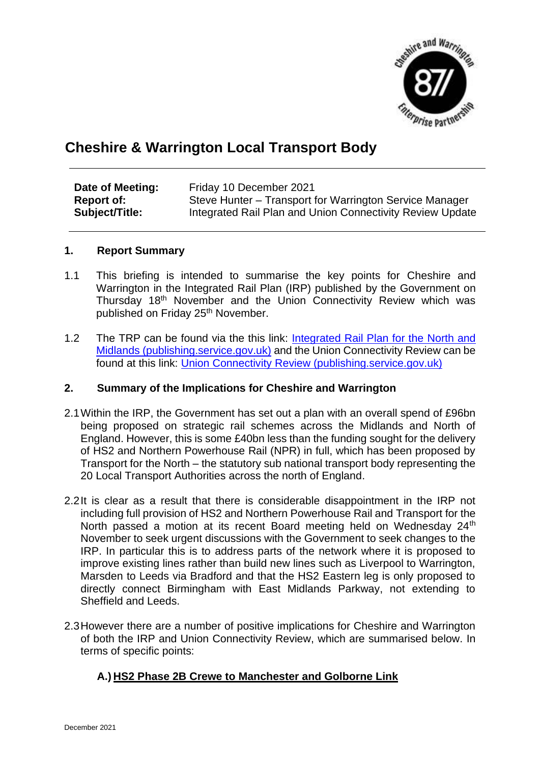# Cheshire & Warrington Local Transport Body

| | |
|---|---|
| **Date of Meeting:** | Friday 10 December 2021 |
| **Report of:** | Steve Hunter – Transport for Warrington Service Manager |
| **Subject/Title:** | Integrated Rail Plan and Union Connectivity Review Update |

## 1. Report Summary

1.1 This briefing is intended to summarise the key points for Cheshire and Warrington in the Integrated Rail Plan (IRP) published by the Government on Thursday 18th November and the Union Connectivity Review which was published on Friday 25th November.

1.2 The TRP can be found via the this link: [Integrated Rail Plan for the North and Midlands (publishing.service.gov.uk)] and the Union Connectivity Review can be found at this link: [Union Connectivity Review (publishing.service.gov.uk)]

## 2. Summary of the Implications for Cheshire and Warrington

2.1 Within the IRP, the Government has set out a plan with an overall spend of £96bn being proposed on strategic rail schemes across the Midlands and North of England. However, this is some £40bn less than the funding sought for the delivery of HS2 and Northern Powerhouse Rail (NPR) in full, which has been proposed by Transport for the North – the statutory sub national transport body representing the 20 Local Transport Authorities across the north of England.

2.2 It is clear as a result that there is considerable disappointment in the IRP not including full provision of HS2 and Northern Powerhouse Rail and Transport for the North passed a motion at its recent Board meeting held on Wednesday 24th November to seek urgent discussions with the Government to seek changes to the IRP. In particular this is to address parts of the network where it is proposed to improve existing lines rather than build new lines such as Liverpool to Warrington, Marsden to Leeds via Bradford and that the HS2 Eastern leg is only proposed to directly connect Birmingham with East Midlands Parkway, not extending to Sheffield and Leeds.

2.3 However there are a number of positive implications for Cheshire and Warrington of both the IRP and Union Connectivity Review, which are summarised below. In terms of specific points:

### A.) <u>HS2 Phase 2B Crewe to Manchester and Golborne Link</u>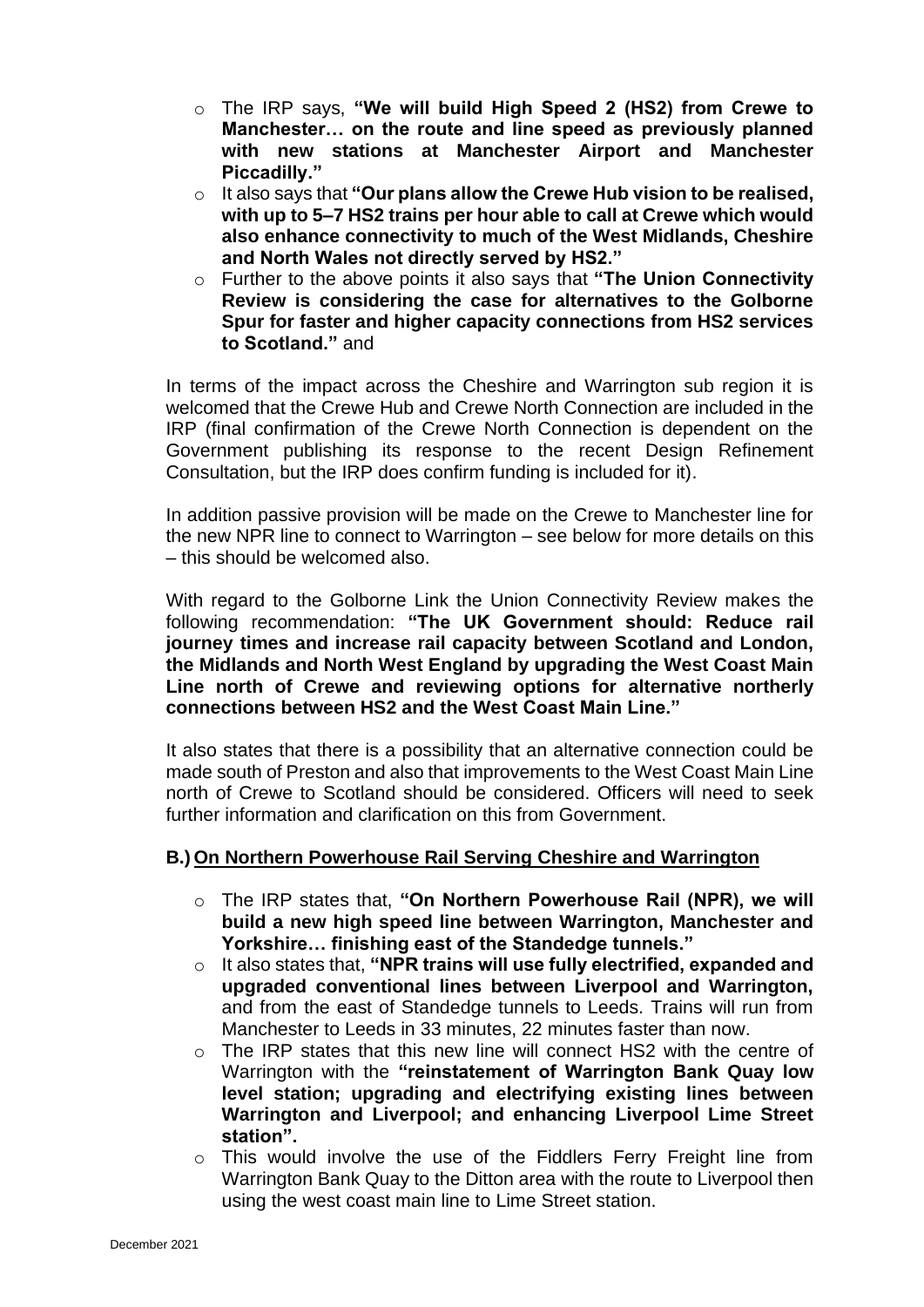- The IRP says, **"We will build High Speed 2 (HS2) from Crewe to Manchester… on the route and line speed as previously planned with new stations at Manchester Airport and Manchester Piccadilly."**
- It also says that **"Our plans allow the Crewe Hub vision to be realised, with up to 5–7 HS2 trains per hour able to call at Crewe which would also enhance connectivity to much of the West Midlands, Cheshire and North Wales not directly served by HS2."**
- Further to the above points it also says that **"The Union Connectivity Review is considering the case for alternatives to the Golborne Spur for faster and higher capacity connections from HS2 services to Scotland."** and

In terms of the impact across the Cheshire and Warrington sub region it is welcomed that the Crewe Hub and Crewe North Connection are included in the IRP (final confirmation of the Crewe North Connection is dependent on the Government publishing its response to the recent Design Refinement Consultation, but the IRP does confirm funding is included for it).

In addition passive provision will be made on the Crewe to Manchester line for the new NPR line to connect to Warrington – see below for more details on this – this should be welcomed also.

With regard to the Golborne Link the Union Connectivity Review makes the following recommendation: **"The UK Government should: Reduce rail journey times and increase rail capacity between Scotland and London, the Midlands and North West England by upgrading the West Coast Main Line north of Crewe and reviewing options for alternative northerly connections between HS2 and the West Coast Main Line."**

It also states that there is a possibility that an alternative connection could be made south of Preston and also that improvements to the West Coast Main Line north of Crewe to Scotland should be considered. Officers will need to seek further information and clarification on this from Government.

**B.) On Northern Powerhouse Rail Serving Cheshire and Warrington**

- The IRP states that, **"On Northern Powerhouse Rail (NPR), we will build a new high speed line between Warrington, Manchester and Yorkshire… finishing east of the Standedge tunnels."**
- It also states that, **"NPR trains will use fully electrified, expanded and upgraded conventional lines between Liverpool and Warrington,** and from the east of Standedge tunnels to Leeds. Trains will run from Manchester to Leeds in 33 minutes, 22 minutes faster than now.
- The IRP states that this new line will connect HS2 with the centre of Warrington with the **"reinstatement of Warrington Bank Quay low level station; upgrading and electrifying existing lines between Warrington and Liverpool; and enhancing Liverpool Lime Street station".**
- This would involve the use of the Fiddlers Ferry Freight line from Warrington Bank Quay to the Ditton area with the route to Liverpool then using the west coast main line to Lime Street station.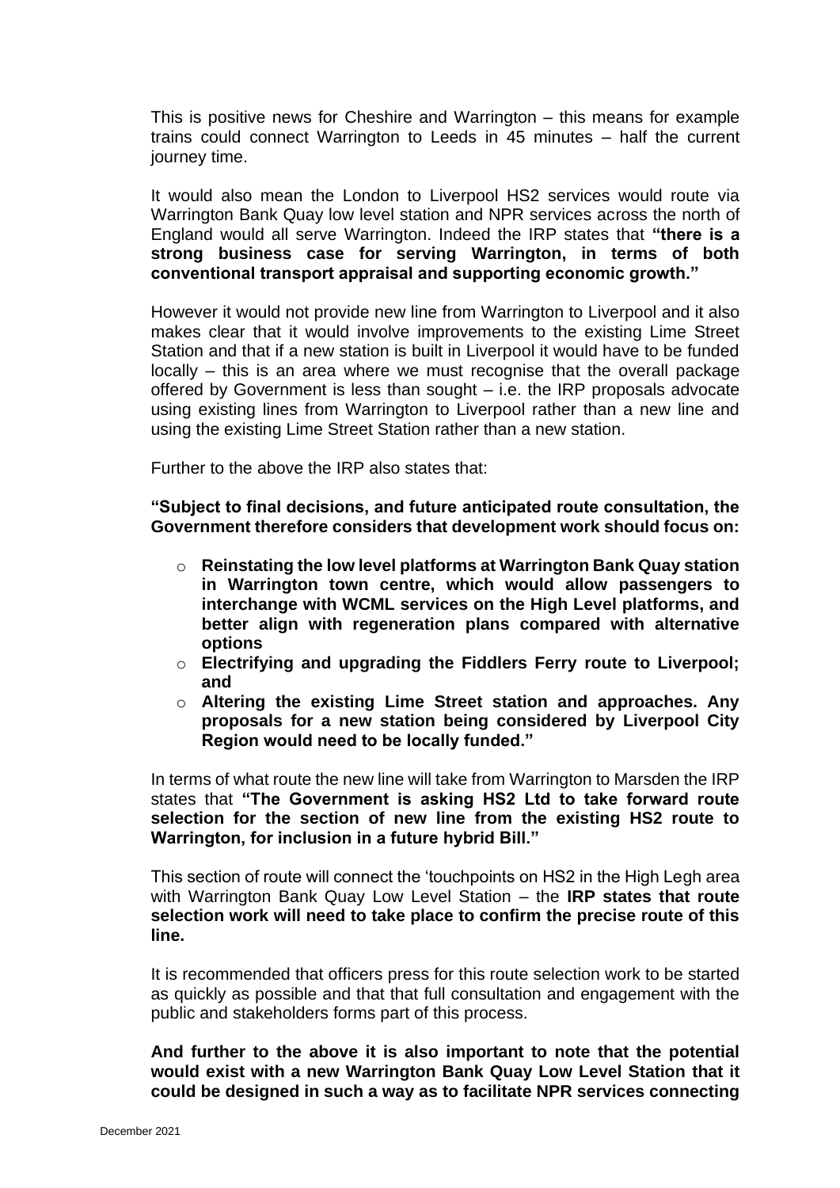This is positive news for Cheshire and Warrington – this means for example trains could connect Warrington to Leeds in 45 minutes – half the current journey time.

It would also mean the London to Liverpool HS2 services would route via Warrington Bank Quay low level station and NPR services across the north of England would all serve Warrington. Indeed the IRP states that **"there is a strong business case for serving Warrington, in terms of both conventional transport appraisal and supporting economic growth."**

However it would not provide new line from Warrington to Liverpool and it also makes clear that it would involve improvements to the existing Lime Street Station and that if a new station is built in Liverpool it would have to be funded locally – this is an area where we must recognise that the overall package offered by Government is less than sought – i.e. the IRP proposals advocate using existing lines from Warrington to Liverpool rather than a new line and using the existing Lime Street Station rather than a new station.

Further to the above the IRP also states that:

**"Subject to final decisions, and future anticipated route consultation, the Government therefore considers that development work should focus on:**

- **Reinstating the low level platforms at Warrington Bank Quay station in Warrington town centre, which would allow passengers to interchange with WCML services on the High Level platforms, and better align with regeneration plans compared with alternative options**
- **Electrifying and upgrading the Fiddlers Ferry route to Liverpool; and**
- **Altering the existing Lime Street station and approaches. Any proposals for a new station being considered by Liverpool City Region would need to be locally funded."**

In terms of what route the new line will take from Warrington to Marsden the IRP states that **"The Government is asking HS2 Ltd to take forward route selection for the section of new line from the existing HS2 route to Warrington, for inclusion in a future hybrid Bill."**

This section of route will connect the 'touchpoints on HS2 in the High Legh area with Warrington Bank Quay Low Level Station – the **IRP states that route selection work will need to take place to confirm the precise route of this line.**

It is recommended that officers press for this route selection work to be started as quickly as possible and that that full consultation and engagement with the public and stakeholders forms part of this process.

**And further to the above it is also important to note that the potential would exist with a new Warrington Bank Quay Low Level Station that it could be designed in such a way as to facilitate NPR services connecting**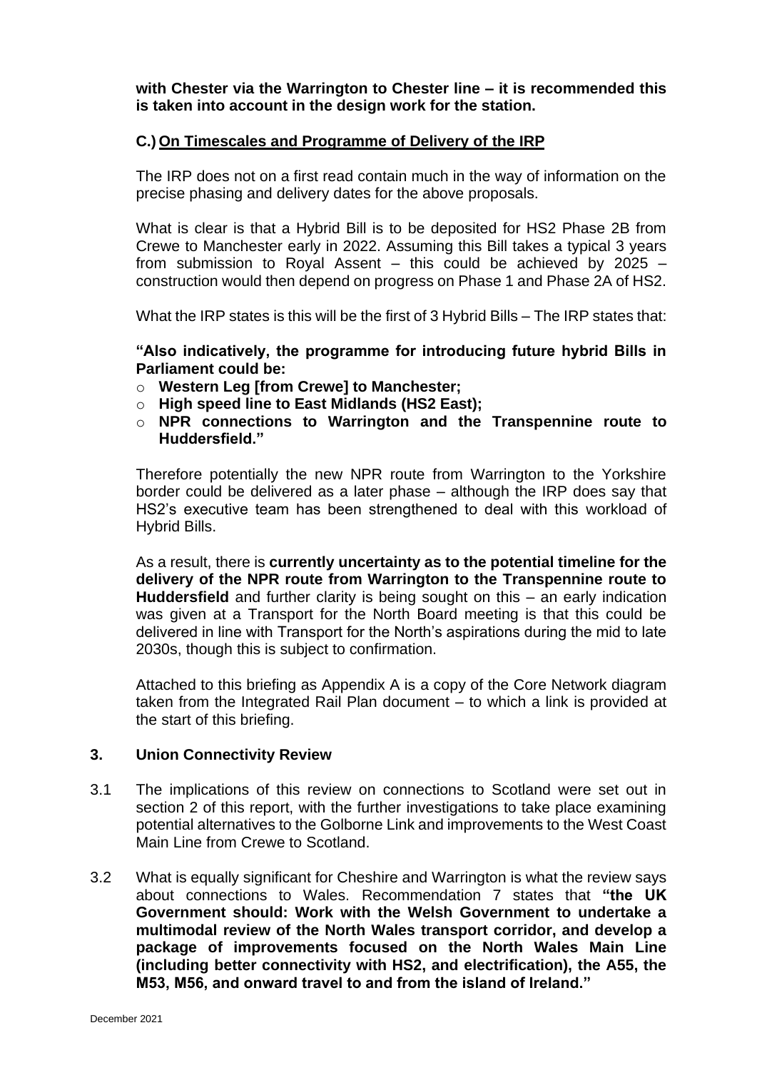**with Chester via the Warrington to Chester line – it is recommended this is taken into account in the design work for the station.**

### C.) On Timescales and Programme of Delivery of the IRP

The IRP does not on a first read contain much in the way of information on the precise phasing and delivery dates for the above proposals.

What is clear is that a Hybrid Bill is to be deposited for HS2 Phase 2B from Crewe to Manchester early in 2022. Assuming this Bill takes a typical 3 years from submission to Royal Assent – this could be achieved by 2025 – construction would then depend on progress on Phase 1 and Phase 2A of HS2.

What the IRP states is this will be the first of 3 Hybrid Bills – The IRP states that:

**"Also indicatively, the programme for introducing future hybrid Bills in Parliament could be:**

- **Western Leg [from Crewe] to Manchester;**
- **High speed line to East Midlands (HS2 East);**
- **NPR connections to Warrington and the Transpennine route to Huddersfield."**

Therefore potentially the new NPR route from Warrington to the Yorkshire border could be delivered as a later phase – although the IRP does say that HS2's executive team has been strengthened to deal with this workload of Hybrid Bills.

As a result, there is **currently uncertainty as to the potential timeline for the delivery of the NPR route from Warrington to the Transpennine route to Huddersfield** and further clarity is being sought on this – an early indication was given at a Transport for the North Board meeting is that this could be delivered in line with Transport for the North's aspirations during the mid to late 2030s, though this is subject to confirmation.

Attached to this briefing as Appendix A is a copy of the Core Network diagram taken from the Integrated Rail Plan document – to which a link is provided at the start of this briefing.

## 3. Union Connectivity Review

3.1 The implications of this review on connections to Scotland were set out in section 2 of this report, with the further investigations to take place examining potential alternatives to the Golborne Link and improvements to the West Coast Main Line from Crewe to Scotland.

3.2 What is equally significant for Cheshire and Warrington is what the review says about connections to Wales. Recommendation 7 states that **"the UK Government should: Work with the Welsh Government to undertake a multimodal review of the North Wales transport corridor, and develop a package of improvements focused on the North Wales Main Line (including better connectivity with HS2, and electrification), the A55, the M53, M56, and onward travel to and from the island of Ireland."**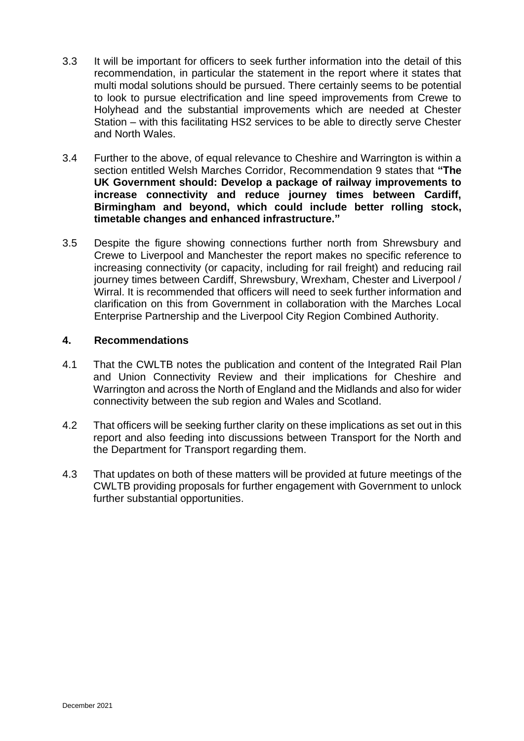3.3 It will be important for officers to seek further information into the detail of this recommendation, in particular the statement in the report where it states that multi modal solutions should be pursued. There certainly seems to be potential to look to pursue electrification and line speed improvements from Crewe to Holyhead and the substantial improvements which are needed at Chester Station – with this facilitating HS2 services to be able to directly serve Chester and North Wales.

3.4 Further to the above, of equal relevance to Cheshire and Warrington is within a section entitled Welsh Marches Corridor, Recommendation 9 states that **"The UK Government should: Develop a package of railway improvements to increase connectivity and reduce journey times between Cardiff, Birmingham and beyond, which could include better rolling stock, timetable changes and enhanced infrastructure."**

3.5 Despite the figure showing connections further north from Shrewsbury and Crewe to Liverpool and Manchester the report makes no specific reference to increasing connectivity (or capacity, including for rail freight) and reducing rail journey times between Cardiff, Shrewsbury, Wrexham, Chester and Liverpool / Wirral. It is recommended that officers will need to seek further information and clarification on this from Government in collaboration with the Marches Local Enterprise Partnership and the Liverpool City Region Combined Authority.

## 4. Recommendations

4.1 That the CWLTB notes the publication and content of the Integrated Rail Plan and Union Connectivity Review and their implications for Cheshire and Warrington and across the North of England and the Midlands and also for wider connectivity between the sub region and Wales and Scotland.

4.2 That officers will be seeking further clarity on these implications as set out in this report and also feeding into discussions between Transport for the North and the Department for Transport regarding them.

4.3 That updates on both of these matters will be provided at future meetings of the CWLTB providing proposals for further engagement with Government to unlock further substantial opportunities.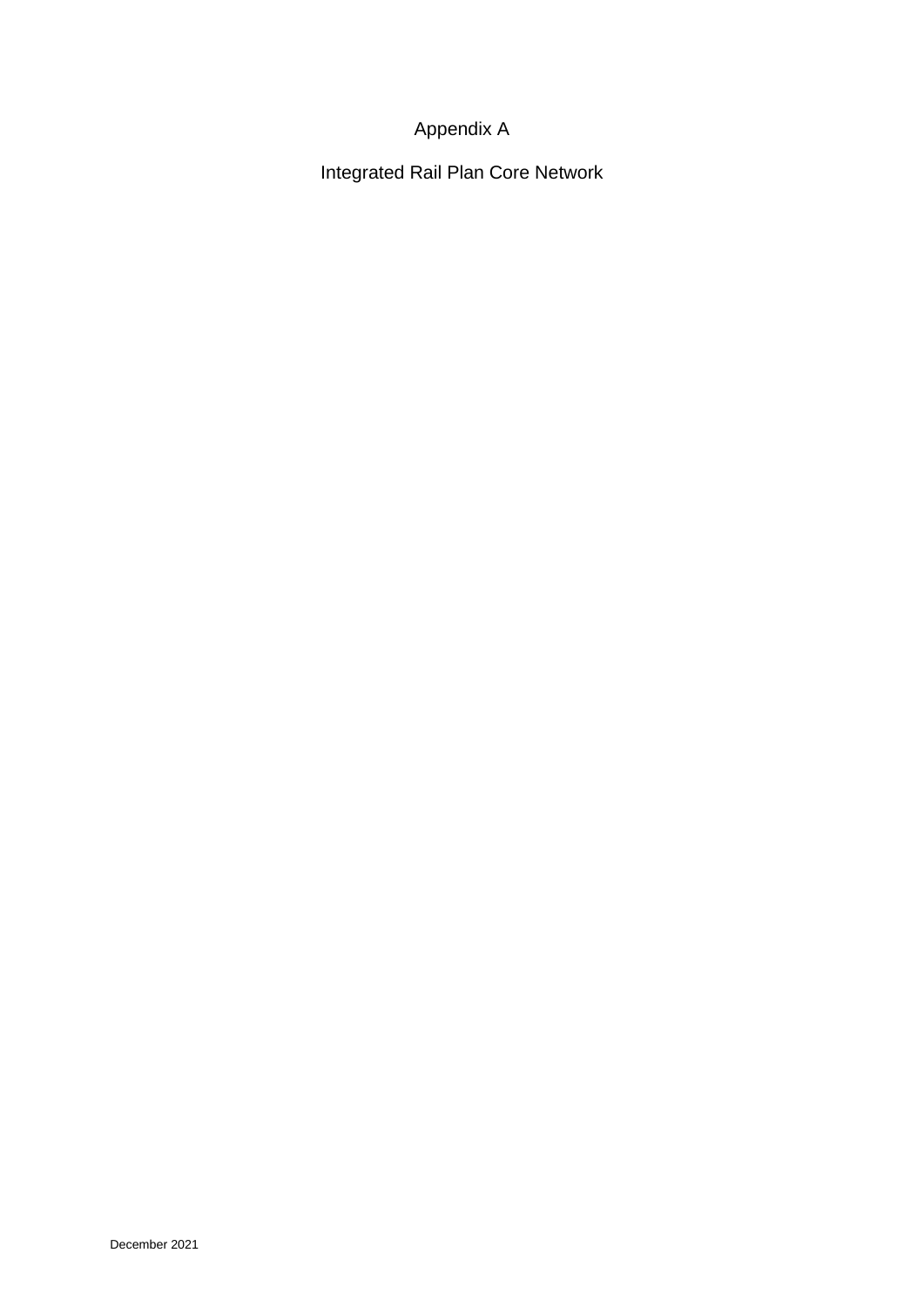# Appendix A

## Integrated Rail Plan Core Network